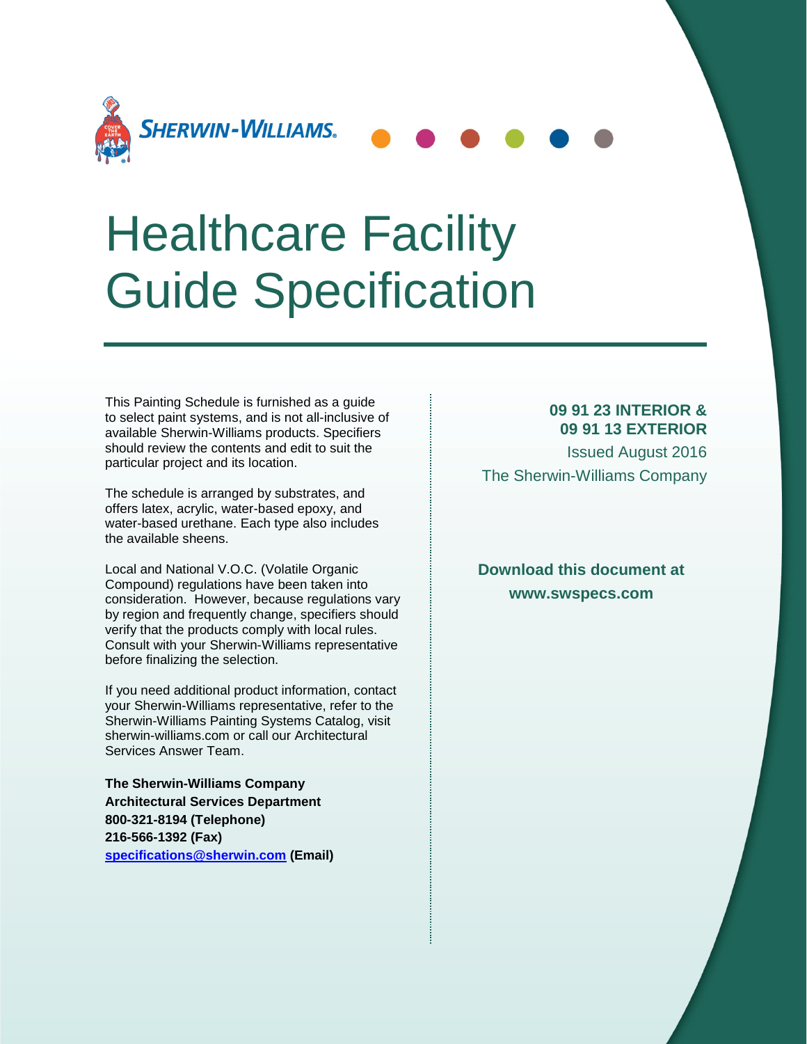SHERWIN-WILLIAMS.

# Healthcare Facility Guide Specification

This Painting Schedule is furnished as a guide to select paint systems, and is not all-inclusive of available Sherwin-Williams products. Specifiers should review the contents and edit to suit the particular project and its location.

The schedule is arranged by substrates, and offers latex, acrylic, water-based epoxy, and water-based urethane. Each type also includes the available sheens.

Local and National V.O.C. (Volatile Organic Compound) regulations have been taken into consideration. However, because regulations vary by region and frequently change, specifiers should verify that the products comply with local rules. Consult with your Sherwin-Williams representative before finalizing the selection.

If you need additional product information, contact your Sherwin-Williams representative, refer to the Sherwin-Williams Painting Systems Catalog, visit sherwin-williams.com or call our Architectural Services Answer Team.

**The Sherwin-Williams Company**
**Architectural Services Department**
**800-321-8194 (Telephone)**
**216-566-1392 (Fax)**
**specifications@sherwin.com (Email)**

**09 91 23 INTERIOR &**
**09 91 13 EXTERIOR**

Issued August 2016

The Sherwin-Williams Company

**Download this document at**
**www.swspecs.com**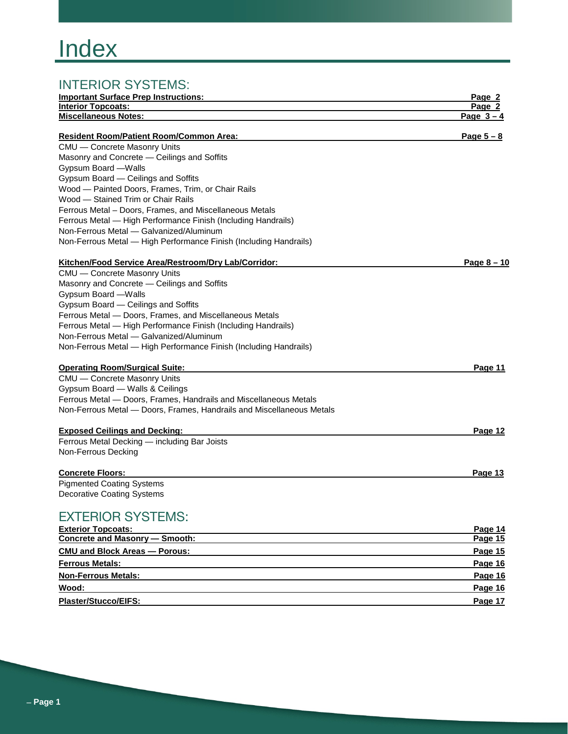# Index

## INTERIOR SYSTEMS:

**Important Surface Prep Instructions:** **Page 2**
**Interior Topcoats:** **Page 2**
**Miscellaneous Notes:** **Page 3 – 4**

**Resident Room/Patient Room/Common Area:** **Page 5 – 8**

CMU — Concrete Masonry Units
Masonry and Concrete — Ceilings and Soffits
Gypsum Board —Walls
Gypsum Board — Ceilings and Soffits
Wood — Painted Doors, Frames, Trim, or Chair Rails
Wood — Stained Trim or Chair Rails
Ferrous Metal – Doors, Frames, and Miscellaneous Metals
Ferrous Metal — High Performance Finish (Including Handrails)
Non-Ferrous Metal — Galvanized/Aluminum
Non-Ferrous Metal — High Performance Finish (Including Handrails)

**Kitchen/Food Service Area/Restroom/Dry Lab/Corridor:** **Page 8 – 10**

CMU — Concrete Masonry Units
Masonry and Concrete — Ceilings and Soffits
Gypsum Board —Walls
Gypsum Board — Ceilings and Soffits
Ferrous Metal — Doors, Frames, and Miscellaneous Metals
Ferrous Metal — High Performance Finish (Including Handrails)
Non-Ferrous Metal — Galvanized/Aluminum
Non-Ferrous Metal — High Performance Finish (Including Handrails)

**Operating Room/Surgical Suite:** **Page 11**

CMU — Concrete Masonry Units
Gypsum Board — Walls & Ceilings
Ferrous Metal — Doors, Frames, Handrails and Miscellaneous Metals
Non-Ferrous Metal — Doors, Frames, Handrails and Miscellaneous Metals

**Exposed Ceilings and Decking:** **Page 12**

Ferrous Metal Decking — including Bar Joists
Non-Ferrous Decking

**Concrete Floors:** **Page 13**

Pigmented Coating Systems
Decorative Coating Systems

## EXTERIOR SYSTEMS:

**Exterior Topcoats:** **Page 14**
**Concrete and Masonry — Smooth:** **Page 15**
**CMU and Block Areas — Porous:** **Page 15**
**Ferrous Metals:** **Page 16**
**Non-Ferrous Metals:** **Page 16**
**Wood:** **Page 16**
**Plaster/Stucco/EIFS:** **Page 17**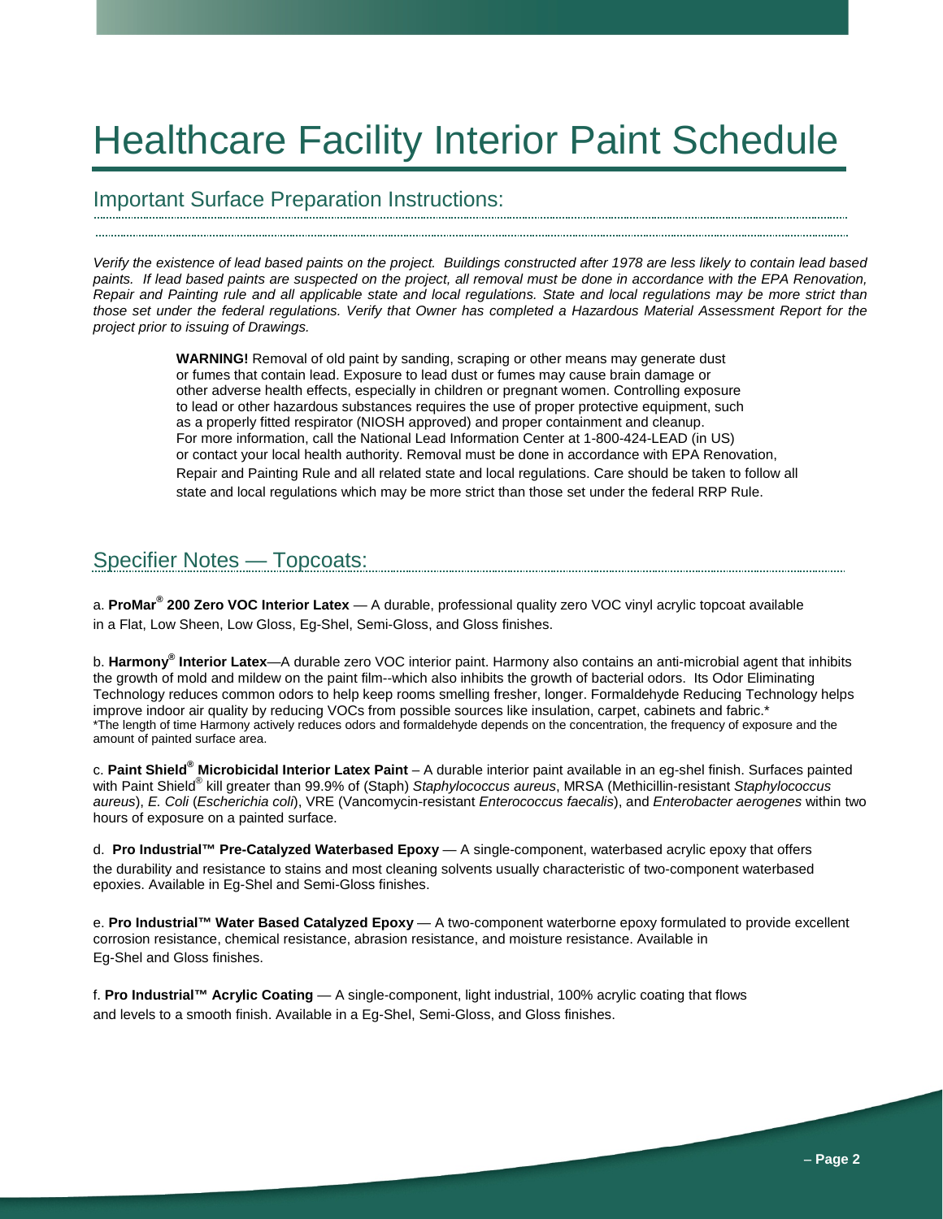# Healthcare Facility Interior Paint Schedule

## Important Surface Preparation Instructions:

*Verify the existence of lead based paints on the project. Buildings constructed after 1978 are less likely to contain lead based paints. If lead based paints are suspected on the project, all removal must be done in accordance with the EPA Renovation, Repair and Painting rule and all applicable state and local regulations. State and local regulations may be more strict than those set under the federal regulations. Verify that Owner has completed a Hazardous Material Assessment Report for the project prior to issuing of Drawings.*

> **WARNING!** Removal of old paint by sanding, scraping or other means may generate dust or fumes that contain lead. Exposure to lead dust or fumes may cause brain damage or other adverse health effects, especially in children or pregnant women. Controlling exposure to lead or other hazardous substances requires the use of proper protective equipment, such as a properly fitted respirator (NIOSH approved) and proper containment and cleanup. For more information, call the National Lead Information Center at 1-800-424-LEAD (in US) or contact your local health authority. Removal must be done in accordance with EPA Renovation, Repair and Painting Rule and all related state and local regulations. Care should be taken to follow all state and local regulations which may be more strict than those set under the federal RRP Rule.

## Specifier Notes — Topcoats:

a. **ProMar® 200 Zero VOC Interior Latex** — A durable, professional quality zero VOC vinyl acrylic topcoat available in a Flat, Low Sheen, Low Gloss, Eg-Shel, Semi-Gloss, and Gloss finishes.

b. **Harmony® Interior Latex**—A durable zero VOC interior paint. Harmony also contains an anti-microbial agent that inhibits the growth of mold and mildew on the paint film--which also inhibits the growth of bacterial odors. Its Odor Eliminating Technology reduces common odors to help keep rooms smelling fresher, longer. Formaldehyde Reducing Technology helps improve indoor air quality by reducing VOCs from possible sources like insulation, carpet, cabinets and fabric.*
*The length of time Harmony actively reduces odors and formaldehyde depends on the concentration, the frequency of exposure and the amount of painted surface area.

c. **Paint Shield® Microbicidal Interior Latex Paint** – A durable interior paint available in an eg-shel finish. Surfaces painted with Paint Shield® kill greater than 99.9% of (Staph) *Staphylococcus aureus*, MRSA (Methicillin-resistant *Staphylococcus aureus*), *E. Coli* (*Escherichia coli*), VRE (Vancomycin-resistant *Enterococcus faecalis*), and *Enterobacter aerogenes* within two hours of exposure on a painted surface.

d. **Pro Industrial™ Pre-Catalyzed Waterbased Epoxy** — A single-component, waterbased acrylic epoxy that offers the durability and resistance to stains and most cleaning solvents usually characteristic of two-component waterbased epoxies. Available in Eg-Shel and Semi-Gloss finishes.

e. **Pro Industrial™ Water Based Catalyzed Epoxy** — A two-component waterborne epoxy formulated to provide excellent corrosion resistance, chemical resistance, abrasion resistance, and moisture resistance. Available in Eg-Shel and Gloss finishes.

f. **Pro Industrial™ Acrylic Coating** — A single-component, light industrial, 100% acrylic coating that flows and levels to a smooth finish. Available in a Eg-Shel, Semi-Gloss, and Gloss finishes.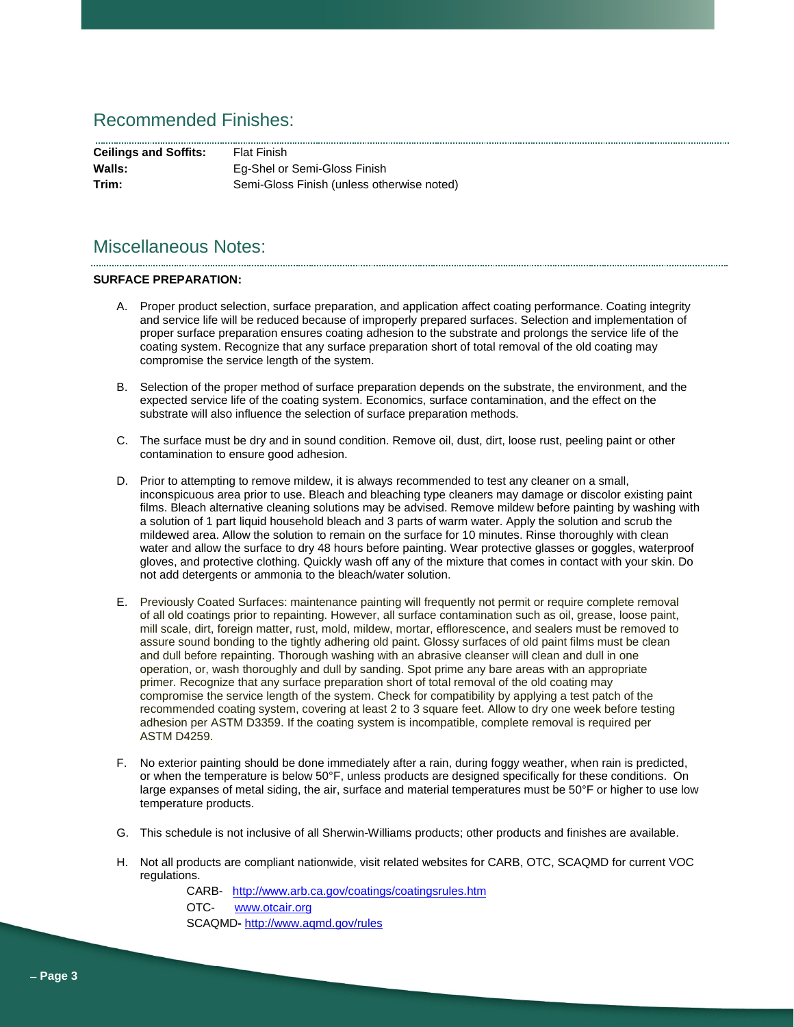## Recommended Finishes:

| | |
|---|---|
| **Ceilings and Soffits:** | Flat Finish |
| **Walls:** | Eg-Shel or Semi-Gloss Finish |
| **Trim:** | Semi-Gloss Finish (unless otherwise noted) |

## Miscellaneous Notes:

**SURFACE PREPARATION:**

A. Proper product selection, surface preparation, and application affect coating performance. Coating integrity and service life will be reduced because of improperly prepared surfaces. Selection and implementation of proper surface preparation ensures coating adhesion to the substrate and prolongs the service life of the coating system. Recognize that any surface preparation short of total removal of the old coating may compromise the service length of the system.

B. Selection of the proper method of surface preparation depends on the substrate, the environment, and the expected service life of the coating system. Economics, surface contamination, and the effect on the substrate will also influence the selection of surface preparation methods.

C. The surface must be dry and in sound condition. Remove oil, dust, dirt, loose rust, peeling paint or other contamination to ensure good adhesion.

D. Prior to attempting to remove mildew, it is always recommended to test any cleaner on a small, inconspicuous area prior to use. Bleach and bleaching type cleaners may damage or discolor existing paint films. Bleach alternative cleaning solutions may be advised. Remove mildew before painting by washing with a solution of 1 part liquid household bleach and 3 parts of warm water. Apply the solution and scrub the mildewed area. Allow the solution to remain on the surface for 10 minutes. Rinse thoroughly with clean water and allow the surface to dry 48 hours before painting. Wear protective glasses or goggles, waterproof gloves, and protective clothing. Quickly wash off any of the mixture that comes in contact with your skin. Do not add detergents or ammonia to the bleach/water solution.

E. Previously Coated Surfaces: maintenance painting will frequently not permit or require complete removal of all old coatings prior to repainting. However, all surface contamination such as oil, grease, loose paint, mill scale, dirt, foreign matter, rust, mold, mildew, mortar, efflorescence, and sealers must be removed to assure sound bonding to the tightly adhering old paint. Glossy surfaces of old paint films must be clean and dull before repainting. Thorough washing with an abrasive cleanser will clean and dull in one operation, or, wash thoroughly and dull by sanding. Spot prime any bare areas with an appropriate primer. Recognize that any surface preparation short of total removal of the old coating may compromise the service length of the system. Check for compatibility by applying a test patch of the recommended coating system, covering at least 2 to 3 square feet. Allow to dry one week before testing adhesion per ASTM D3359. If the coating system is incompatible, complete removal is required per ASTM D4259.

F. No exterior painting should be done immediately after a rain, during foggy weather, when rain is predicted, or when the temperature is below 50°F, unless products are designed specifically for these conditions. On large expanses of metal siding, the air, surface and material temperatures must be 50°F or higher to use low temperature products.

G. This schedule is not inclusive of all Sherwin-Williams products; other products and finishes are available.

H. Not all products are compliant nationwide, visit related websites for CARB, OTC, SCAQMD for current VOC regulations.

   CARB- http://www.arb.ca.gov/coatings/coatingsrules.htm
   OTC- www.otcair.org
   SCAQMD**-** http://www.aqmd.gov/rules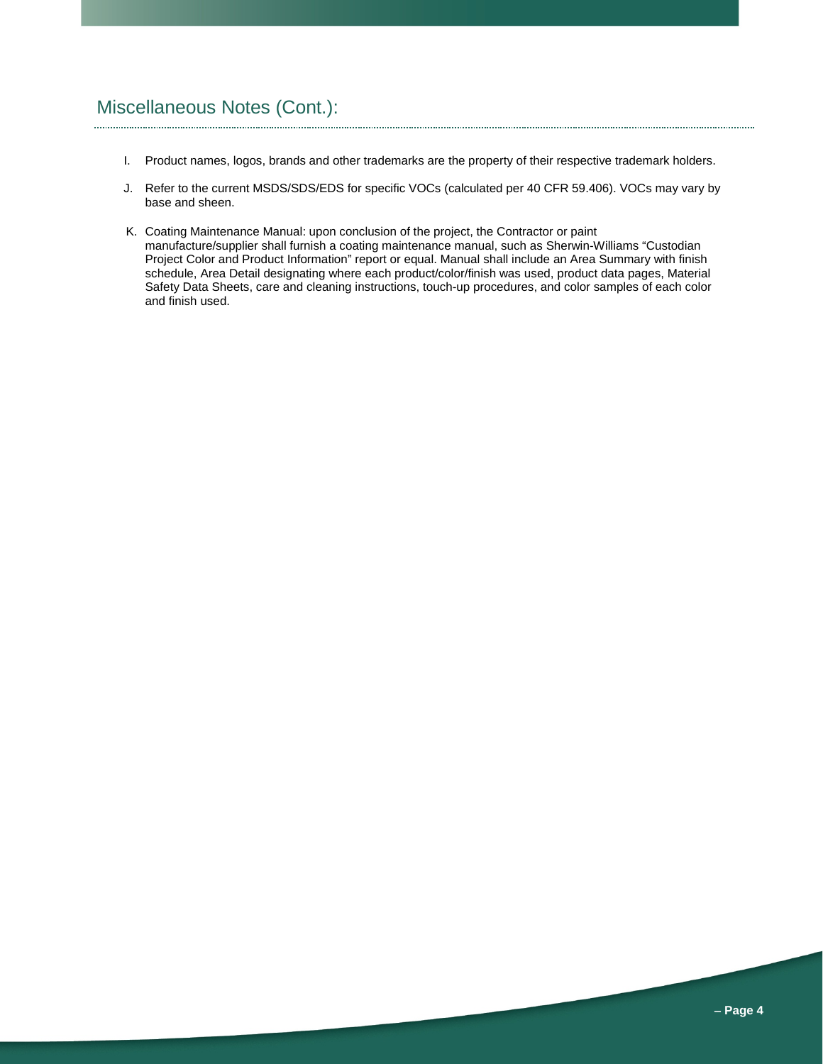## Miscellaneous Notes (Cont.):

I. Product names, logos, brands and other trademarks are the property of their respective trademark holders.

J. Refer to the current MSDS/SDS/EDS for specific VOCs (calculated per 40 CFR 59.406). VOCs may vary by base and sheen.

K. Coating Maintenance Manual: upon conclusion of the project, the Contractor or paint manufacture/supplier shall furnish a coating maintenance manual, such as Sherwin-Williams "Custodian Project Color and Product Information" report or equal. Manual shall include an Area Summary with finish schedule, Area Detail designating where each product/color/finish was used, product data pages, Material Safety Data Sheets, care and cleaning instructions, touch-up procedures, and color samples of each color and finish used.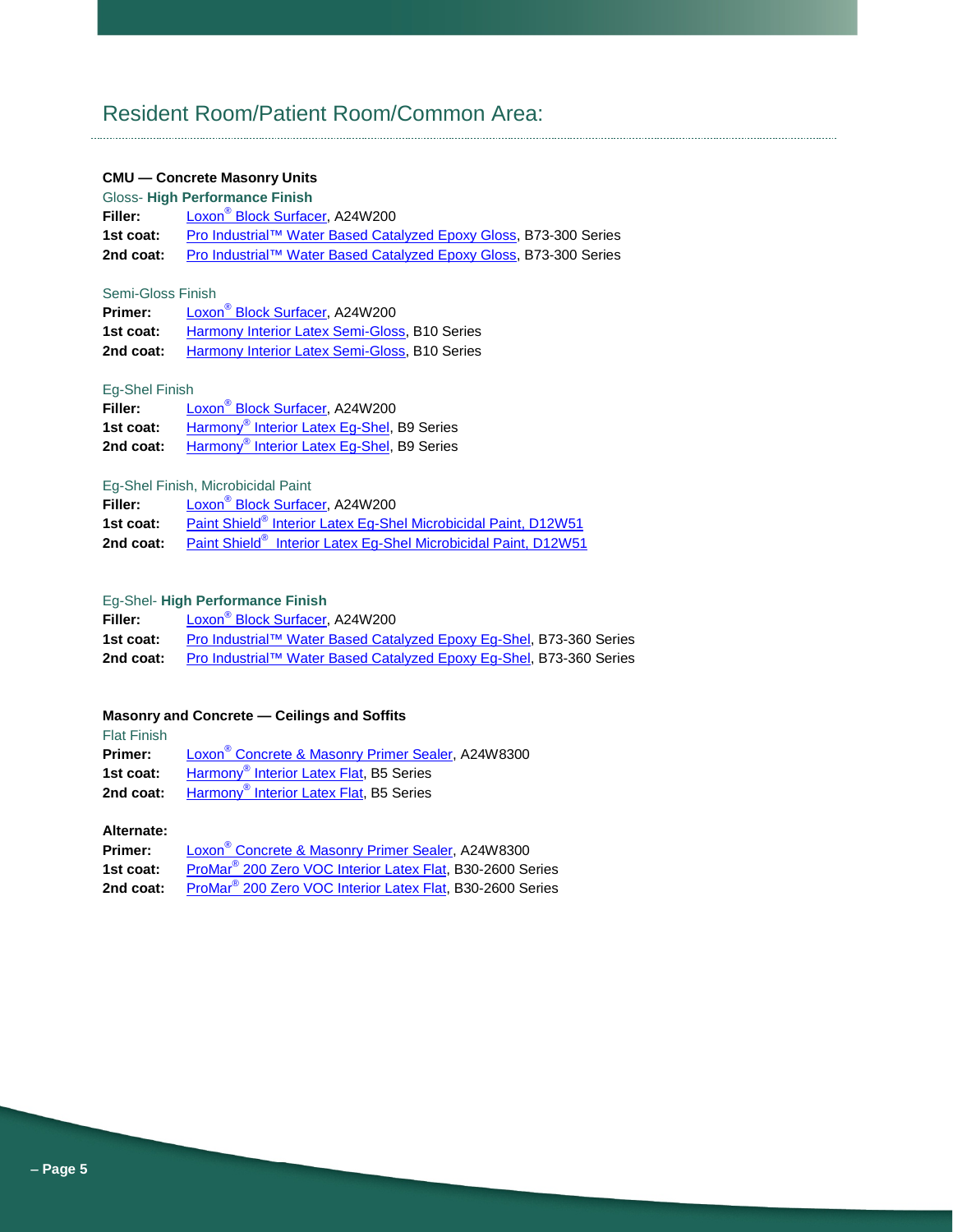## Resident Room/Patient Room/Common Area:

**CMU — Concrete Masonry Units**

Gloss- **High Performance Finish**

**Filler:** Loxon® Block Surfacer, A24W200
**1st coat:** Pro Industrial™ Water Based Catalyzed Epoxy Gloss, B73-300 Series
**2nd coat:** Pro Industrial™ Water Based Catalyzed Epoxy Gloss, B73-300 Series

Semi-Gloss Finish

**Primer:** Loxon® Block Surfacer, A24W200
**1st coat:** Harmony Interior Latex Semi-Gloss, B10 Series
**2nd coat:** Harmony Interior Latex Semi-Gloss, B10 Series

Eg-Shel Finish

**Filler:** Loxon® Block Surfacer, A24W200
**1st coat:** Harmony® Interior Latex Eg-Shel, B9 Series
**2nd coat:** Harmony® Interior Latex Eg-Shel, B9 Series

Eg-Shel Finish, Microbicidal Paint

**Filler:** Loxon® Block Surfacer, A24W200
**1st coat:** Paint Shield® Interior Latex Eg-Shel Microbicidal Paint, D12W51
**2nd coat:** Paint Shield® Interior Latex Eg-Shel Microbicidal Paint, D12W51

Eg-Shel- **High Performance Finish**

**Filler:** Loxon® Block Surfacer, A24W200
**1st coat:** Pro Industrial™ Water Based Catalyzed Epoxy Eg-Shel, B73-360 Series
**2nd coat:** Pro Industrial™ Water Based Catalyzed Epoxy Eg-Shel, B73-360 Series

**Masonry and Concrete — Ceilings and Soffits**

Flat Finish

**Primer:** Loxon® Concrete & Masonry Primer Sealer, A24W8300
**1st coat:** Harmony® Interior Latex Flat, B5 Series
**2nd coat:** Harmony® Interior Latex Flat, B5 Series

**Alternate:**

**Primer:** Loxon® Concrete & Masonry Primer Sealer, A24W8300
**1st coat:** ProMar® 200 Zero VOC Interior Latex Flat, B30-2600 Series
**2nd coat:** ProMar® 200 Zero VOC Interior Latex Flat, B30-2600 Series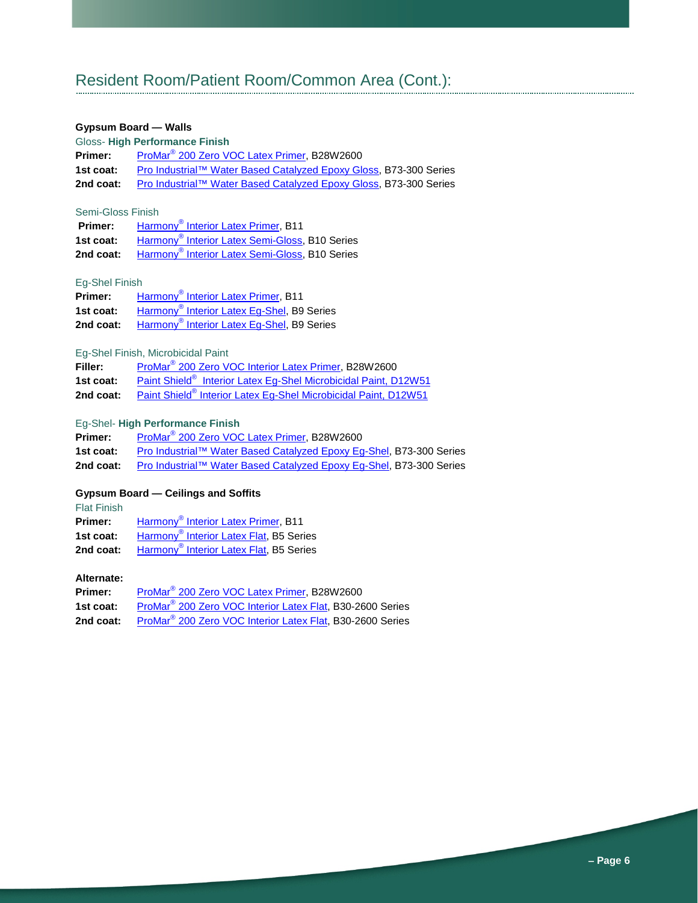## Resident Room/Patient Room/Common Area (Cont.):

**Gypsum Board — Walls**

Gloss- **High Performance Finish**

**Primer:** ProMar® 200 Zero VOC Latex Primer, B28W2600
**1st coat:** Pro Industrial™ Water Based Catalyzed Epoxy Gloss, B73-300 Series
**2nd coat:** Pro Industrial™ Water Based Catalyzed Epoxy Gloss, B73-300 Series

Semi-Gloss Finish

**Primer:** Harmony® Interior Latex Primer, B11
**1st coat:** Harmony® Interior Latex Semi-Gloss, B10 Series
**2nd coat:** Harmony® Interior Latex Semi-Gloss, B10 Series

Eg-Shel Finish

**Primer:** Harmony® Interior Latex Primer, B11
**1st coat:** Harmony® Interior Latex Eg-Shel, B9 Series
**2nd coat:** Harmony® Interior Latex Eg-Shel, B9 Series

Eg-Shel Finish, Microbicidal Paint

**Filler:** ProMar® 200 Zero VOC Interior Latex Primer, B28W2600
**1st coat:** Paint Shield® Interior Latex Eg-Shel Microbicidal Paint, D12W51
**2nd coat:** Paint Shield® Interior Latex Eg-Shel Microbicidal Paint, D12W51

Eg-Shel- **High Performance Finish**

**Primer:** ProMar® 200 Zero VOC Latex Primer, B28W2600
**1st coat:** Pro Industrial™ Water Based Catalyzed Epoxy Eg-Shel, B73-300 Series
**2nd coat:** Pro Industrial™ Water Based Catalyzed Epoxy Eg-Shel, B73-300 Series

**Gypsum Board — Ceilings and Soffits**

Flat Finish

**Primer:** Harmony® Interior Latex Primer, B11
**1st coat:** Harmony® Interior Latex Flat, B5 Series
**2nd coat:** Harmony® Interior Latex Flat, B5 Series

**Alternate:**

**Primer:** ProMar® 200 Zero VOC Latex Primer, B28W2600
**1st coat:** ProMar® 200 Zero VOC Interior Latex Flat, B30-2600 Series
**2nd coat:** ProMar® 200 Zero VOC Interior Latex Flat, B30-2600 Series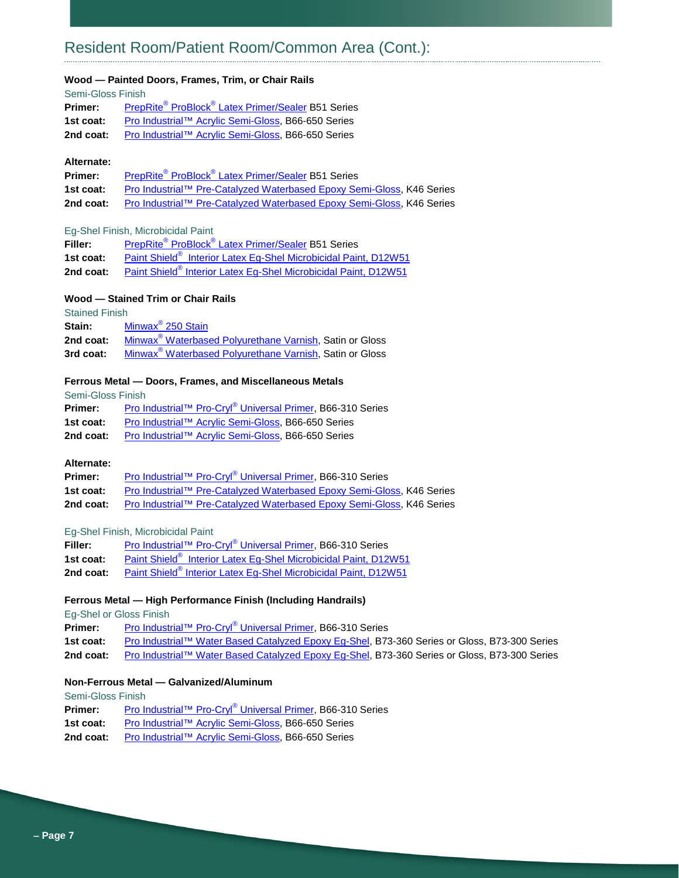## Resident Room/Patient Room/Common Area (Cont.):

**Wood — Painted Doors, Frames, Trim, or Chair Rails**

Semi-Gloss Finish

**Primer:** PrepRite® ProBlock® Latex Primer/Sealer B51 Series
**1st coat:** Pro Industrial™ Acrylic Semi-Gloss, B66-650 Series
**2nd coat:** Pro Industrial™ Acrylic Semi-Gloss, B66-650 Series

**Alternate:**
**Primer:** PrepRite® ProBlock® Latex Primer/Sealer B51 Series
**1st coat:** Pro Industrial™ Pre-Catalyzed Waterbased Epoxy Semi-Gloss, K46 Series
**2nd coat:** Pro Industrial™ Pre-Catalyzed Waterbased Epoxy Semi-Gloss, K46 Series

Eg-Shel Finish, Microbicidal Paint

**Filler:** PrepRite® ProBlock® Latex Primer/Sealer B51 Series
**1st coat:** Paint Shield® Interior Latex Eg-Shel Microbicidal Paint, D12W51
**2nd coat:** Paint Shield® Interior Latex Eg-Shel Microbicidal Paint, D12W51

**Wood — Stained Trim or Chair Rails**

Stained Finish

**Stain:** Minwax® 250 Stain
**2nd coat:** Minwax® Waterbased Polyurethane Varnish, Satin or Gloss
**3rd coat:** Minwax® Waterbased Polyurethane Varnish, Satin or Gloss

**Ferrous Metal — Doors, Frames, and Miscellaneous Metals**

Semi-Gloss Finish

**Primer:** Pro Industrial™ Pro-Cryl® Universal Primer, B66-310 Series
**1st coat:** Pro Industrial™ Acrylic Semi-Gloss, B66-650 Series
**2nd coat:** Pro Industrial™ Acrylic Semi-Gloss, B66-650 Series

**Alternate:**
**Primer:** Pro Industrial™ Pro-Cryl® Universal Primer, B66-310 Series
**1st coat:** Pro Industrial™ Pre-Catalyzed Waterbased Epoxy Semi-Gloss, K46 Series
**2nd coat:** Pro Industrial™ Pre-Catalyzed Waterbased Epoxy Semi-Gloss, K46 Series

Eg-Shel Finish, Microbicidal Paint

**Filler:** Pro Industrial™ Pro-Cryl® Universal Primer, B66-310 Series
**1st coat:** Paint Shield® Interior Latex Eg-Shel Microbicidal Paint, D12W51
**2nd coat:** Paint Shield® Interior Latex Eg-Shel Microbicidal Paint, D12W51

**Ferrous Metal — High Performance Finish (Including Handrails)**

Eg-Shel or Gloss Finish

**Primer:** Pro Industrial™ Pro-Cryl® Universal Primer, B66-310 Series
**1st coat:** Pro Industrial™ Water Based Catalyzed Epoxy Eg-Shel, B73-360 Series or Gloss, B73-300 Series
**2nd coat:** Pro Industrial™ Water Based Catalyzed Epoxy Eg-Shel, B73-360 Series or Gloss, B73-300 Series

**Non-Ferrous Metal — Galvanized/Aluminum**

Semi-Gloss Finish

**Primer:** Pro Industrial™ Pro-Cryl® Universal Primer, B66-310 Series
**1st coat:** Pro Industrial™ Acrylic Semi-Gloss, B66-650 Series
**2nd coat:** Pro Industrial™ Acrylic Semi-Gloss, B66-650 Series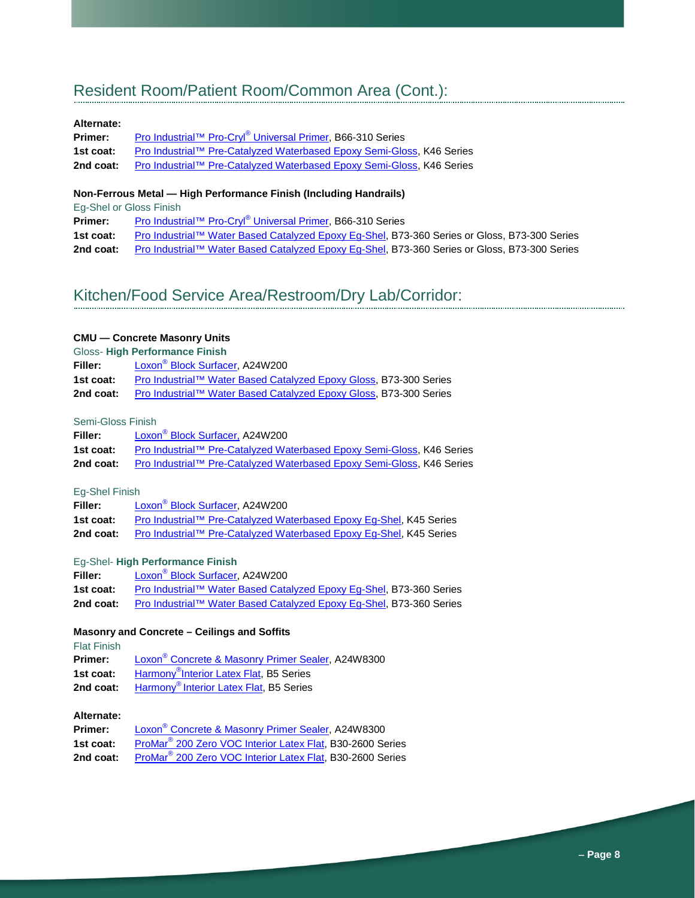## Resident Room/Patient Room/Common Area (Cont.):

**Alternate:**

**Primer:** Pro Industrial™ Pro-Cryl® Universal Primer, B66-310 Series
**1st coat:** Pro Industrial™ Pre-Catalyzed Waterbased Epoxy Semi-Gloss, K46 Series
**2nd coat:** Pro Industrial™ Pre-Catalyzed Waterbased Epoxy Semi-Gloss, K46 Series

**Non-Ferrous Metal — High Performance Finish (Including Handrails)**

Eg-Shel or Gloss Finish

**Primer:** Pro Industrial™ Pro-Cryl® Universal Primer, B66-310 Series
**1st coat:** Pro Industrial™ Water Based Catalyzed Epoxy Eg-Shel, B73-360 Series or Gloss, B73-300 Series
**2nd coat:** Pro Industrial™ Water Based Catalyzed Epoxy Eg-Shel, B73-360 Series or Gloss, B73-300 Series

## Kitchen/Food Service Area/Restroom/Dry Lab/Corridor:

**CMU — Concrete Masonry Units**

Gloss- **High Performance Finish**

**Filler:** Loxon® Block Surfacer, A24W200
**1st coat:** Pro Industrial™ Water Based Catalyzed Epoxy Gloss, B73-300 Series
**2nd coat:** Pro Industrial™ Water Based Catalyzed Epoxy Gloss, B73-300 Series

Semi-Gloss Finish

**Filler:** Loxon® Block Surfacer, A24W200
**1st coat:** Pro Industrial™ Pre-Catalyzed Waterbased Epoxy Semi-Gloss, K46 Series
**2nd coat:** Pro Industrial™ Pre-Catalyzed Waterbased Epoxy Semi-Gloss, K46 Series

Eg-Shel Finish

**Filler:** Loxon® Block Surfacer, A24W200
**1st coat:** Pro Industrial™ Pre-Catalyzed Waterbased Epoxy Eg-Shel, K45 Series
**2nd coat:** Pro Industrial™ Pre-Catalyzed Waterbased Epoxy Eg-Shel, K45 Series

Eg-Shel- **High Performance Finish**

**Filler:** Loxon® Block Surfacer, A24W200
**1st coat:** Pro Industrial™ Water Based Catalyzed Epoxy Eg-Shel, B73-360 Series
**2nd coat:** Pro Industrial™ Water Based Catalyzed Epoxy Eg-Shel, B73-360 Series

**Masonry and Concrete – Ceilings and Soffits**

Flat Finish

**Primer:** Loxon® Concrete & Masonry Primer Sealer, A24W8300
**1st coat:** Harmony® Interior Latex Flat, B5 Series
**2nd coat:** Harmony® Interior Latex Flat, B5 Series

**Alternate:**

**Primer:** Loxon® Concrete & Masonry Primer Sealer, A24W8300
**1st coat:** ProMar® 200 Zero VOC Interior Latex Flat, B30-2600 Series
**2nd coat:** ProMar® 200 Zero VOC Interior Latex Flat, B30-2600 Series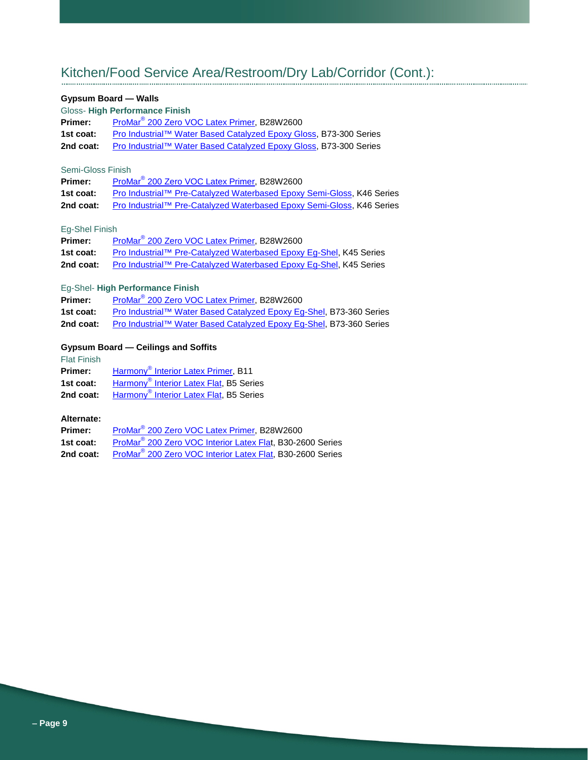## Kitchen/Food Service Area/Restroom/Dry Lab/Corridor (Cont.):

**Gypsum Board — Walls**

Gloss- **High Performance Finish**

**Primer:** ProMar® 200 Zero VOC Latex Primer, B28W2600
**1st coat:** Pro Industrial™ Water Based Catalyzed Epoxy Gloss, B73-300 Series
**2nd coat:** Pro Industrial™ Water Based Catalyzed Epoxy Gloss, B73-300 Series

Semi-Gloss Finish

**Primer:** ProMar® 200 Zero VOC Latex Primer, B28W2600
**1st coat:** Pro Industrial™ Pre-Catalyzed Waterbased Epoxy Semi-Gloss, K46 Series
**2nd coat:** Pro Industrial™ Pre-Catalyzed Waterbased Epoxy Semi-Gloss, K46 Series

Eg-Shel Finish

**Primer:** ProMar® 200 Zero VOC Latex Primer, B28W2600
**1st coat:** Pro Industrial™ Pre-Catalyzed Waterbased Epoxy Eg-Shel, K45 Series
**2nd coat:** Pro Industrial™ Pre-Catalyzed Waterbased Epoxy Eg-Shel, K45 Series

Eg-Shel- **High Performance Finish**

**Primer:** ProMar® 200 Zero VOC Latex Primer, B28W2600
**1st coat:** Pro Industrial™ Water Based Catalyzed Epoxy Eg-Shel, B73-360 Series
**2nd coat:** Pro Industrial™ Water Based Catalyzed Epoxy Eg-Shel, B73-360 Series

**Gypsum Board — Ceilings and Soffits**

Flat Finish

**Primer:** Harmony® Interior Latex Primer, B11
**1st coat:** Harmony® Interior Latex Flat, B5 Series
**2nd coat:** Harmony® Interior Latex Flat, B5 Series

**Alternate:**

**Primer:** ProMar® 200 Zero VOC Latex Primer, B28W2600
**1st coat:** ProMar® 200 Zero VOC Interior Latex Flat, B30-2600 Series
**2nd coat:** ProMar® 200 Zero VOC Interior Latex Flat, B30-2600 Series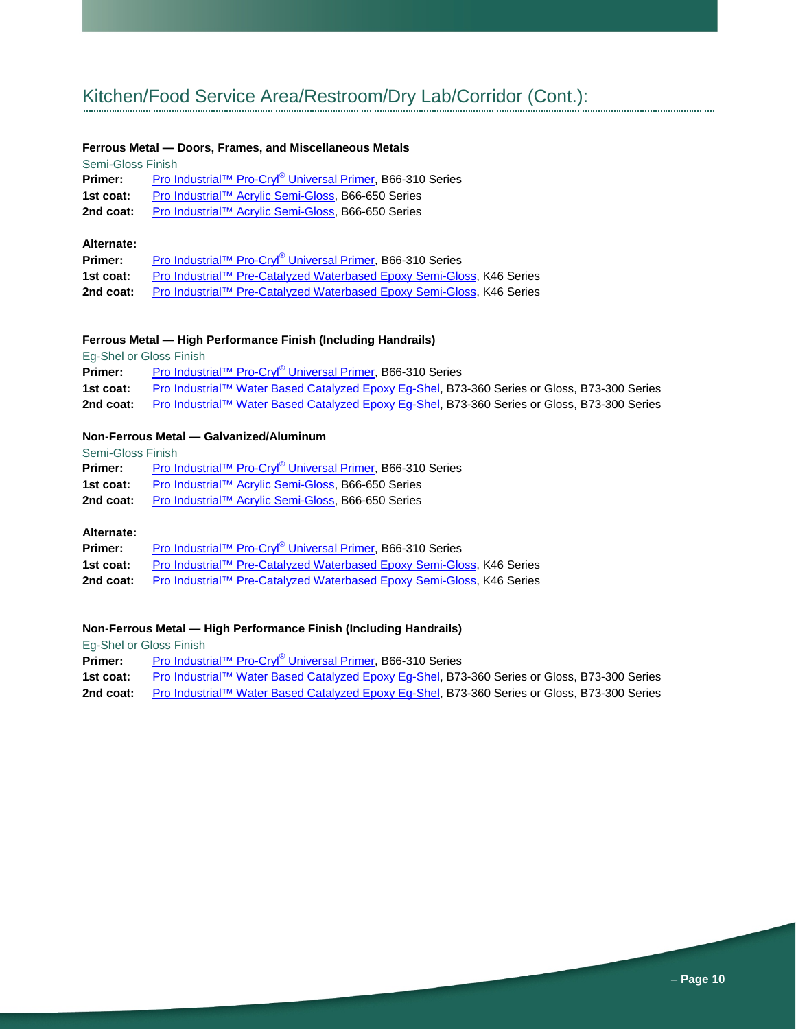## Kitchen/Food Service Area/Restroom/Dry Lab/Corridor (Cont.):

**Ferrous Metal — Doors, Frames, and Miscellaneous Metals**

Semi-Gloss Finish

**Primer:** Pro Industrial™ Pro-Cryl® Universal Primer, B66-310 Series
**1st coat:** Pro Industrial™ Acrylic Semi-Gloss, B66-650 Series
**2nd coat:** Pro Industrial™ Acrylic Semi-Gloss, B66-650 Series

**Alternate:**

**Primer:** Pro Industrial™ Pro-Cryl® Universal Primer, B66-310 Series
**1st coat:** Pro Industrial™ Pre-Catalyzed Waterbased Epoxy Semi-Gloss, K46 Series
**2nd coat:** Pro Industrial™ Pre-Catalyzed Waterbased Epoxy Semi-Gloss, K46 Series

**Ferrous Metal — High Performance Finish (Including Handrails)**

Eg-Shel or Gloss Finish

**Primer:** Pro Industrial™ Pro-Cryl® Universal Primer, B66-310 Series
**1st coat:** Pro Industrial™ Water Based Catalyzed Epoxy Eg-Shel, B73-360 Series or Gloss, B73-300 Series
**2nd coat:** Pro Industrial™ Water Based Catalyzed Epoxy Eg-Shel, B73-360 Series or Gloss, B73-300 Series

**Non-Ferrous Metal — Galvanized/Aluminum**

Semi-Gloss Finish

**Primer:** Pro Industrial™ Pro-Cryl® Universal Primer, B66-310 Series
**1st coat:** Pro Industrial™ Acrylic Semi-Gloss, B66-650 Series
**2nd coat:** Pro Industrial™ Acrylic Semi-Gloss, B66-650 Series

**Alternate:**

**Primer:** Pro Industrial™ Pro-Cryl® Universal Primer, B66-310 Series
**1st coat:** Pro Industrial™ Pre-Catalyzed Waterbased Epoxy Semi-Gloss, K46 Series
**2nd coat:** Pro Industrial™ Pre-Catalyzed Waterbased Epoxy Semi-Gloss, K46 Series

**Non-Ferrous Metal — High Performance Finish (Including Handrails)**

Eg-Shel or Gloss Finish

**Primer:** Pro Industrial™ Pro-Cryl® Universal Primer, B66-310 Series
**1st coat:** Pro Industrial™ Water Based Catalyzed Epoxy Eg-Shel, B73-360 Series or Gloss, B73-300 Series
**2nd coat:** Pro Industrial™ Water Based Catalyzed Epoxy Eg-Shel, B73-360 Series or Gloss, B73-300 Series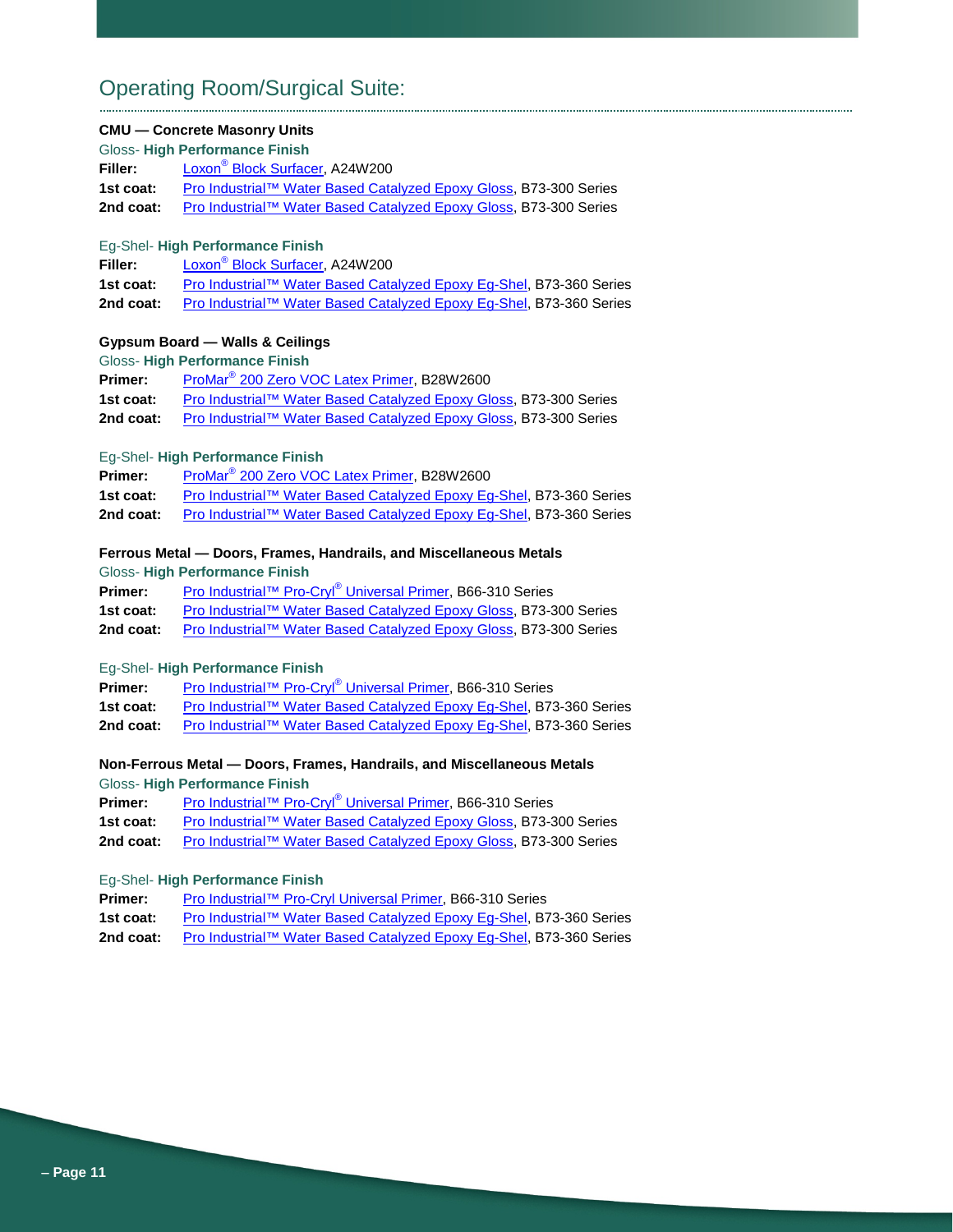## Operating Room/Surgical Suite:

**CMU — Concrete Masonry Units**

Gloss- **High Performance Finish**

**Filler:** Loxon® Block Surfacer, A24W200
**1st coat:** Pro Industrial™ Water Based Catalyzed Epoxy Gloss, B73-300 Series
**2nd coat:** Pro Industrial™ Water Based Catalyzed Epoxy Gloss, B73-300 Series

Eg-Shel- **High Performance Finish**

**Filler:** Loxon® Block Surfacer, A24W200
**1st coat:** Pro Industrial™ Water Based Catalyzed Epoxy Eg-Shel, B73-360 Series
**2nd coat:** Pro Industrial™ Water Based Catalyzed Epoxy Eg-Shel, B73-360 Series

**Gypsum Board — Walls & Ceilings**

Gloss- **High Performance Finish**

**Primer:** ProMar® 200 Zero VOC Latex Primer, B28W2600
**1st coat:** Pro Industrial™ Water Based Catalyzed Epoxy Gloss, B73-300 Series
**2nd coat:** Pro Industrial™ Water Based Catalyzed Epoxy Gloss, B73-300 Series

Eg-Shel- **High Performance Finish**

**Primer:** ProMar® 200 Zero VOC Latex Primer, B28W2600
**1st coat:** Pro Industrial™ Water Based Catalyzed Epoxy Eg-Shel, B73-360 Series
**2nd coat:** Pro Industrial™ Water Based Catalyzed Epoxy Eg-Shel, B73-360 Series

**Ferrous Metal — Doors, Frames, Handrails, and Miscellaneous Metals**

Gloss- **High Performance Finish**

**Primer:** Pro Industrial™ Pro-Cryl® Universal Primer, B66-310 Series
**1st coat:** Pro Industrial™ Water Based Catalyzed Epoxy Gloss, B73-300 Series
**2nd coat:** Pro Industrial™ Water Based Catalyzed Epoxy Gloss, B73-300 Series

Eg-Shel- **High Performance Finish**

**Primer:** Pro Industrial™ Pro-Cryl® Universal Primer, B66-310 Series
**1st coat:** Pro Industrial™ Water Based Catalyzed Epoxy Eg-Shel, B73-360 Series
**2nd coat:** Pro Industrial™ Water Based Catalyzed Epoxy Eg-Shel, B73-360 Series

**Non-Ferrous Metal — Doors, Frames, Handrails, and Miscellaneous Metals**

Gloss- **High Performance Finish**

**Primer:** Pro Industrial™ Pro-Cryl® Universal Primer, B66-310 Series
**1st coat:** Pro Industrial™ Water Based Catalyzed Epoxy Gloss, B73-300 Series
**2nd coat:** Pro Industrial™ Water Based Catalyzed Epoxy Gloss, B73-300 Series

Eg-Shel- **High Performance Finish**

**Primer:** Pro Industrial™ Pro-Cryl Universal Primer, B66-310 Series
**1st coat:** Pro Industrial™ Water Based Catalyzed Epoxy Eg-Shel, B73-360 Series
**2nd coat:** Pro Industrial™ Water Based Catalyzed Epoxy Eg-Shel, B73-360 Series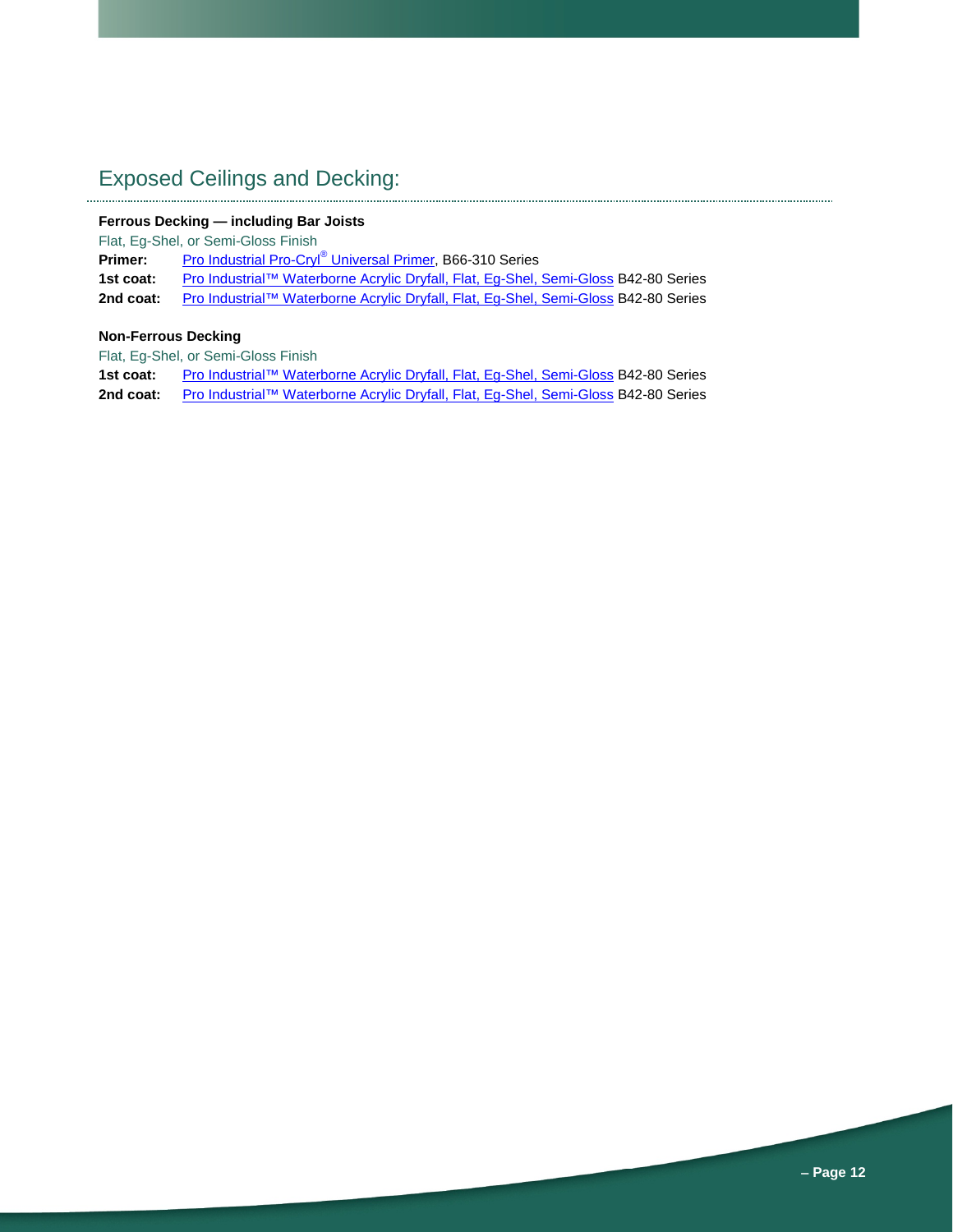## Exposed Ceilings and Decking:

**Ferrous Decking — including Bar Joists**

Flat, Eg-Shel, or Semi-Gloss Finish

**Primer:** Pro Industrial Pro-Cryl® Universal Primer, B66-310 Series
**1st coat:** Pro Industrial™ Waterborne Acrylic Dryfall, Flat, Eg-Shel, Semi-Gloss B42-80 Series
**2nd coat:** Pro Industrial™ Waterborne Acrylic Dryfall, Flat, Eg-Shel, Semi-Gloss B42-80 Series

**Non-Ferrous Decking**

Flat, Eg-Shel, or Semi-Gloss Finish

**1st coat:** Pro Industrial™ Waterborne Acrylic Dryfall, Flat, Eg-Shel, Semi-Gloss B42-80 Series
**2nd coat:** Pro Industrial™ Waterborne Acrylic Dryfall, Flat, Eg-Shel, Semi-Gloss B42-80 Series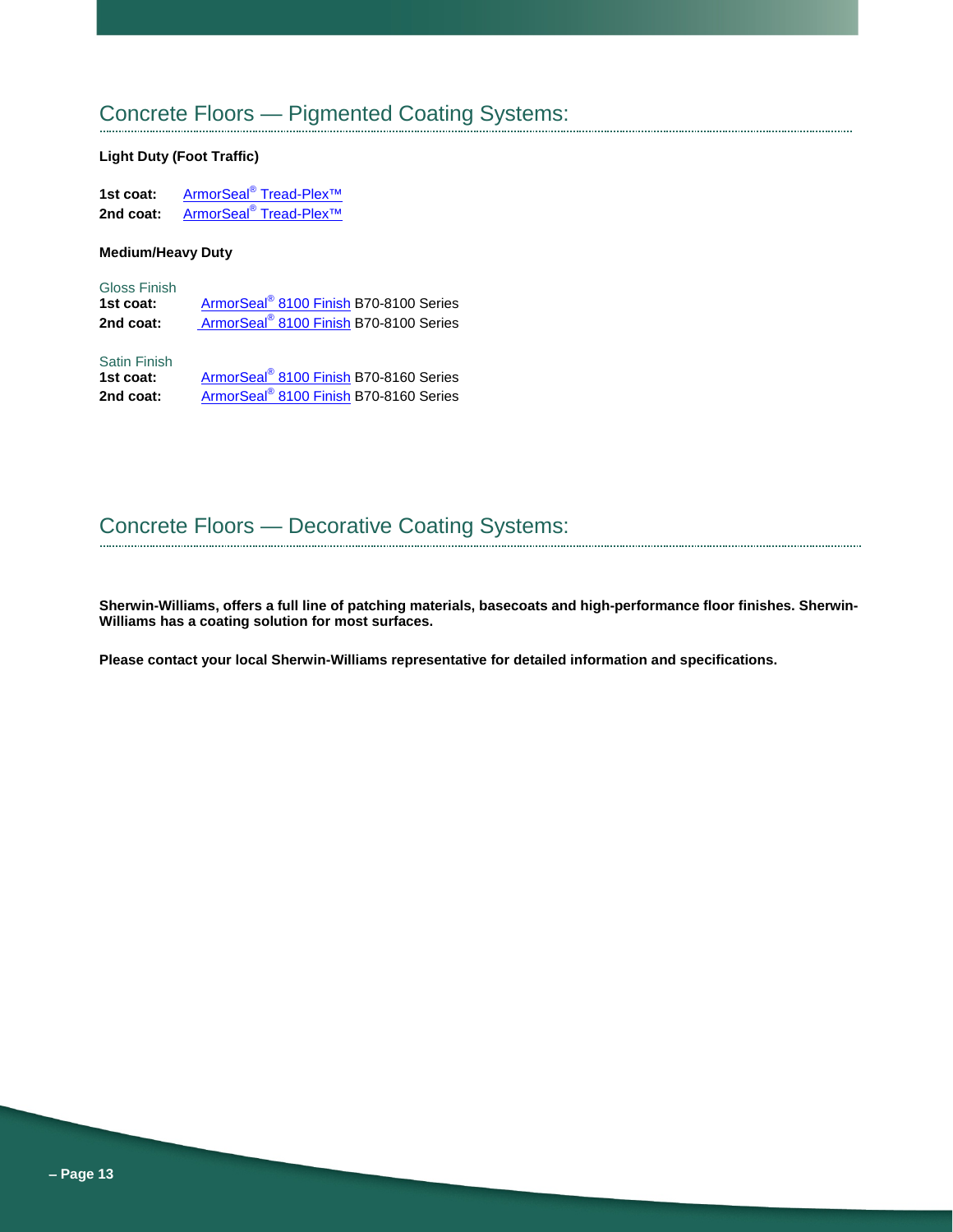## Concrete Floors — Pigmented Coating Systems:

**Light Duty (Foot Traffic)**

**1st coat:** ArmorSeal® Tread-Plex™
**2nd coat:** ArmorSeal® Tread-Plex™

**Medium/Heavy Duty**

Gloss Finish
**1st coat:** ArmorSeal® 8100 Finish B70-8100 Series
**2nd coat:** ArmorSeal® 8100 Finish B70-8100 Series

Satin Finish
**1st coat:** ArmorSeal® 8100 Finish B70-8160 Series
**2nd coat:** ArmorSeal® 8100 Finish B70-8160 Series

## Concrete Floors — Decorative Coating Systems:

**Sherwin-Williams, offers a full line of patching materials, basecoats and high-performance floor finishes. Sherwin-Williams has a coating solution for most surfaces.**

**Please contact your local Sherwin-Williams representative for detailed information and specifications.**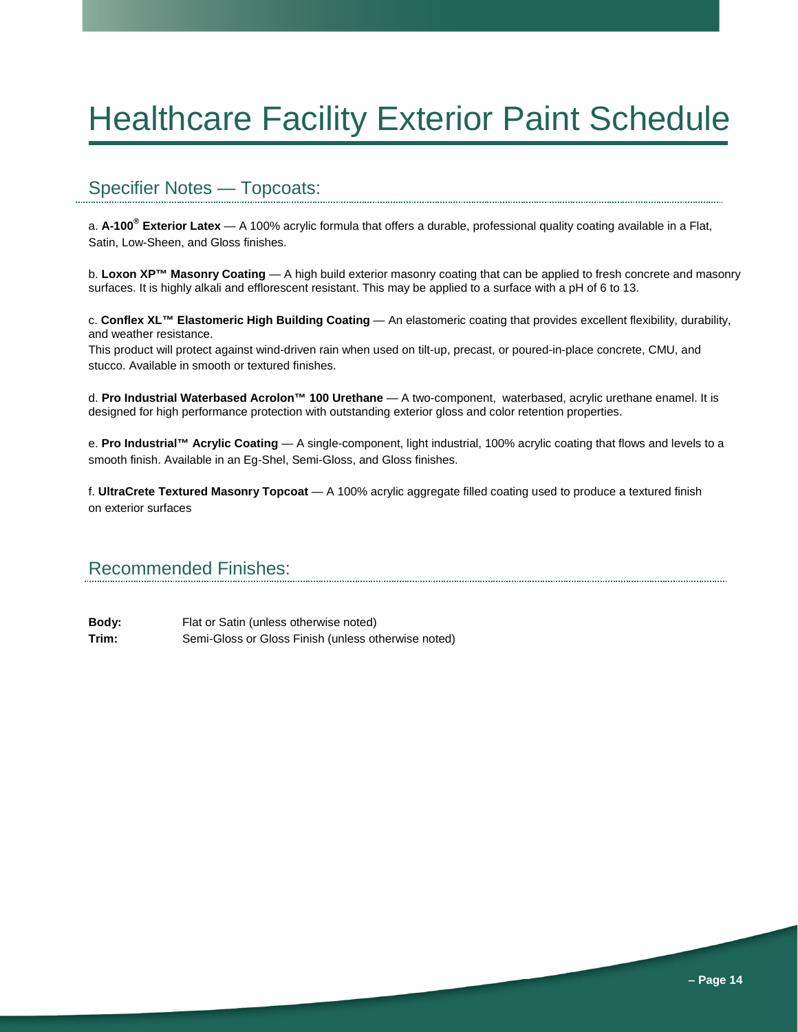# Healthcare Facility Exterior Paint Schedule

## Specifier Notes — Topcoats:

a. **A-100® Exterior Latex** — A 100% acrylic formula that offers a durable, professional quality coating available in a Flat, Satin, Low-Sheen, and Gloss finishes.

b. **Loxon XP™ Masonry Coating** — A high build exterior masonry coating that can be applied to fresh concrete and masonry surfaces. It is highly alkali and efflorescent resistant. This may be applied to a surface with a pH of 6 to 13.

c. **Conflex XL™ Elastomeric High Building Coating** — An elastomeric coating that provides excellent flexibility, durability, and weather resistance.
This product will protect against wind-driven rain when used on tilt-up, precast, or poured-in-place concrete, CMU, and stucco. Available in smooth or textured finishes.

d. **Pro Industrial Waterbased Acrolon™ 100 Urethane** — A two-component, waterbased, acrylic urethane enamel. It is designed for high performance protection with outstanding exterior gloss and color retention properties.

e. **Pro Industrial™ Acrylic Coating** — A single-component, light industrial, 100% acrylic coating that flows and levels to a smooth finish. Available in an Eg-Shel, Semi-Gloss, and Gloss finishes.

f. **UltraCrete Textured Masonry Topcoat** — A 100% acrylic aggregate filled coating used to produce a textured finish on exterior surfaces

## Recommended Finishes:

**Body:** Flat or Satin (unless otherwise noted)
**Trim:** Semi-Gloss or Gloss Finish (unless otherwise noted)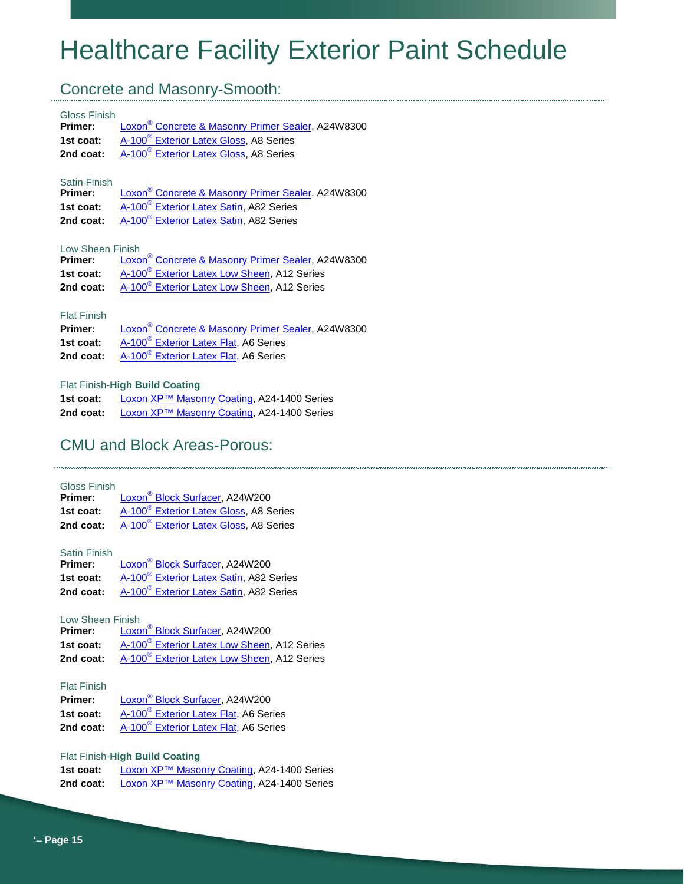# Healthcare Facility Exterior Paint Schedule

## Concrete and Masonry-Smooth:

Gloss Finish
**Primer:** Loxon® Concrete & Masonry Primer Sealer, A24W8300
**1st coat:** A-100® Exterior Latex Gloss, A8 Series
**2nd coat:** A-100® Exterior Latex Gloss, A8 Series

Satin Finish
**Primer:** Loxon® Concrete & Masonry Primer Sealer, A24W8300
**1st coat:** A-100® Exterior Latex Satin, A82 Series
**2nd coat:** A-100® Exterior Latex Satin, A82 Series

Low Sheen Finish
**Primer:** Loxon® Concrete & Masonry Primer Sealer, A24W8300
**1st coat:** A-100® Exterior Latex Low Sheen, A12 Series
**2nd coat:** A-100® Exterior Latex Low Sheen, A12 Series

Flat Finish
**Primer:** Loxon® Concrete & Masonry Primer Sealer, A24W8300
**1st coat:** A-100® Exterior Latex Flat, A6 Series
**2nd coat:** A-100® Exterior Latex Flat, A6 Series

Flat Finish-**High Build Coating**
**1st coat:** Loxon XP™ Masonry Coating, A24-1400 Series
**2nd coat:** Loxon XP™ Masonry Coating, A24-1400 Series

## CMU and Block Areas-Porous:

Gloss Finish
**Primer:** Loxon® Block Surfacer, A24W200
**1st coat:** A-100® Exterior Latex Gloss, A8 Series
**2nd coat:** A-100® Exterior Latex Gloss, A8 Series

Satin Finish
**Primer:** Loxon® Block Surfacer, A24W200
**1st coat:** A-100® Exterior Latex Satin, A82 Series
**2nd coat:** A-100® Exterior Latex Satin, A82 Series

Low Sheen Finish
**Primer:** Loxon® Block Surfacer, A24W200
**1st coat:** A-100® Exterior Latex Low Sheen, A12 Series
**2nd coat:** A-100® Exterior Latex Low Sheen, A12 Series

Flat Finish
**Primer:** Loxon® Block Surfacer, A24W200
**1st coat:** A-100® Exterior Latex Flat, A6 Series
**2nd coat:** A-100® Exterior Latex Flat, A6 Series

Flat Finish-**High Build Coating**
**1st coat:** Loxon XP™ Masonry Coating, A24-1400 Series
**2nd coat:** Loxon XP™ Masonry Coating, A24-1400 Series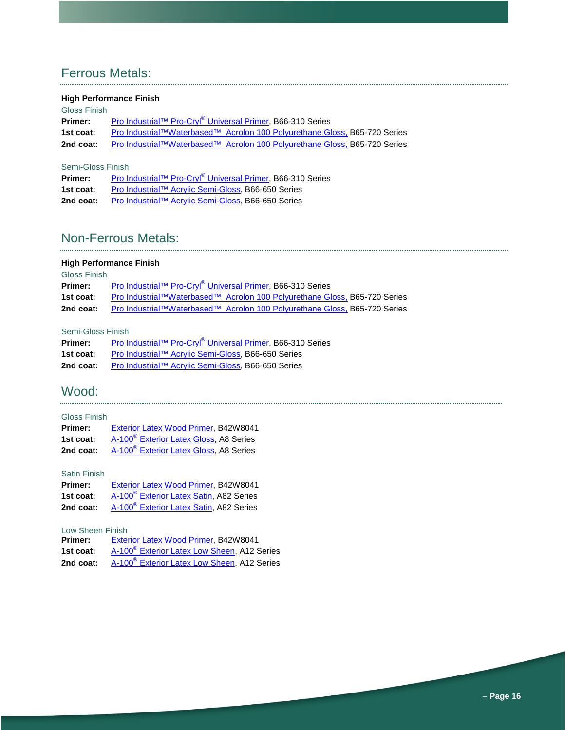## Ferrous Metals:

**High Performance Finish**

Gloss Finish

**Primer:** Pro Industrial™ Pro-Cryl® Universal Primer, B66-310 Series
**1st coat:** Pro Industrial™Waterbased™ Acrolon 100 Polyurethane Gloss, B65-720 Series
**2nd coat:** Pro Industrial™Waterbased™ Acrolon 100 Polyurethane Gloss, B65-720 Series

Semi-Gloss Finish

**Primer:** Pro Industrial™ Pro-Cryl® Universal Primer, B66-310 Series
**1st coat:** Pro Industrial™ Acrylic Semi-Gloss, B66-650 Series
**2nd coat:** Pro Industrial™ Acrylic Semi-Gloss, B66-650 Series

## Non-Ferrous Metals:

**High Performance Finish**

Gloss Finish

**Primer:** Pro Industrial™ Pro-Cryl® Universal Primer, B66-310 Series
**1st coat:** Pro Industrial™Waterbased™ Acrolon 100 Polyurethane Gloss, B65-720 Series
**2nd coat:** Pro Industrial™Waterbased™ Acrolon 100 Polyurethane Gloss, B65-720 Series

Semi-Gloss Finish

**Primer:** Pro Industrial™ Pro-Cryl® Universal Primer, B66-310 Series
**1st coat:** Pro Industrial™ Acrylic Semi-Gloss, B66-650 Series
**2nd coat:** Pro Industrial™ Acrylic Semi-Gloss, B66-650 Series

## Wood:

Gloss Finish

**Primer:** Exterior Latex Wood Primer, B42W8041
**1st coat:** A-100® Exterior Latex Gloss, A8 Series
**2nd coat:** A-100® Exterior Latex Gloss, A8 Series

Satin Finish

**Primer:** Exterior Latex Wood Primer, B42W8041
**1st coat:** A-100® Exterior Latex Satin, A82 Series
**2nd coat:** A-100® Exterior Latex Satin, A82 Series

Low Sheen Finish

**Primer:** Exterior Latex Wood Primer, B42W8041
**1st coat:** A-100® Exterior Latex Low Sheen, A12 Series
**2nd coat:** A-100® Exterior Latex Low Sheen, A12 Series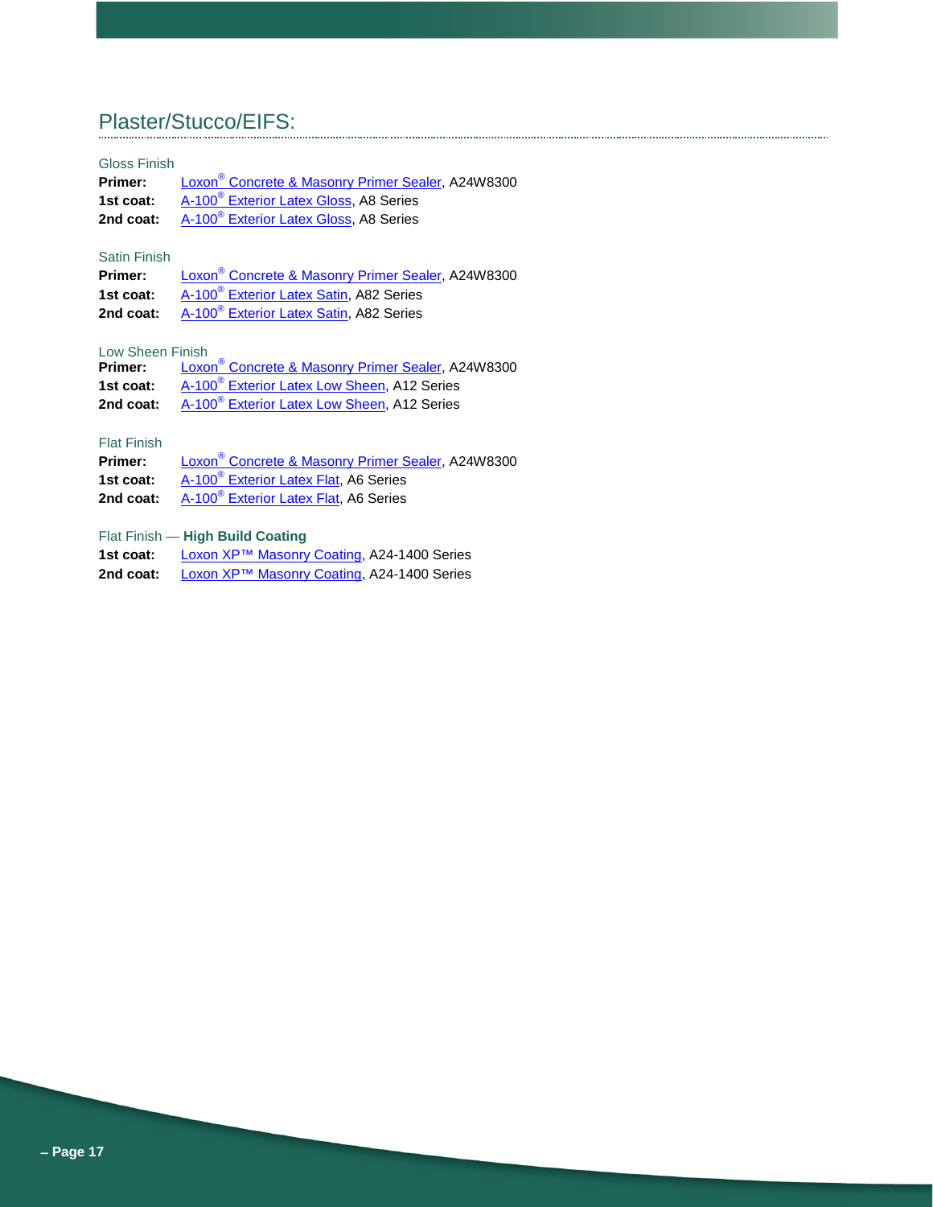## Plaster/Stucco/EIFS:

### Gloss Finish

**Primer:** Loxon® Concrete & Masonry Primer Sealer, A24W8300
**1st coat:** A-100® Exterior Latex Gloss, A8 Series
**2nd coat:** A-100® Exterior Latex Gloss, A8 Series

### Satin Finish

**Primer:** Loxon® Concrete & Masonry Primer Sealer, A24W8300
**1st coat:** A-100® Exterior Latex Satin, A82 Series
**2nd coat:** A-100® Exterior Latex Satin, A82 Series

### Low Sheen Finish

**Primer:** Loxon® Concrete & Masonry Primer Sealer, A24W8300
**1st coat:** A-100® Exterior Latex Low Sheen, A12 Series
**2nd coat:** A-100® Exterior Latex Low Sheen, A12 Series

### Flat Finish

**Primer:** Loxon® Concrete & Masonry Primer Sealer, A24W8300
**1st coat:** A-100® Exterior Latex Flat, A6 Series
**2nd coat:** A-100® Exterior Latex Flat, A6 Series

### Flat Finish — **High Build Coating**

**1st coat:** Loxon XP™ Masonry Coating, A24-1400 Series
**2nd coat:** Loxon XP™ Masonry Coating, A24-1400 Series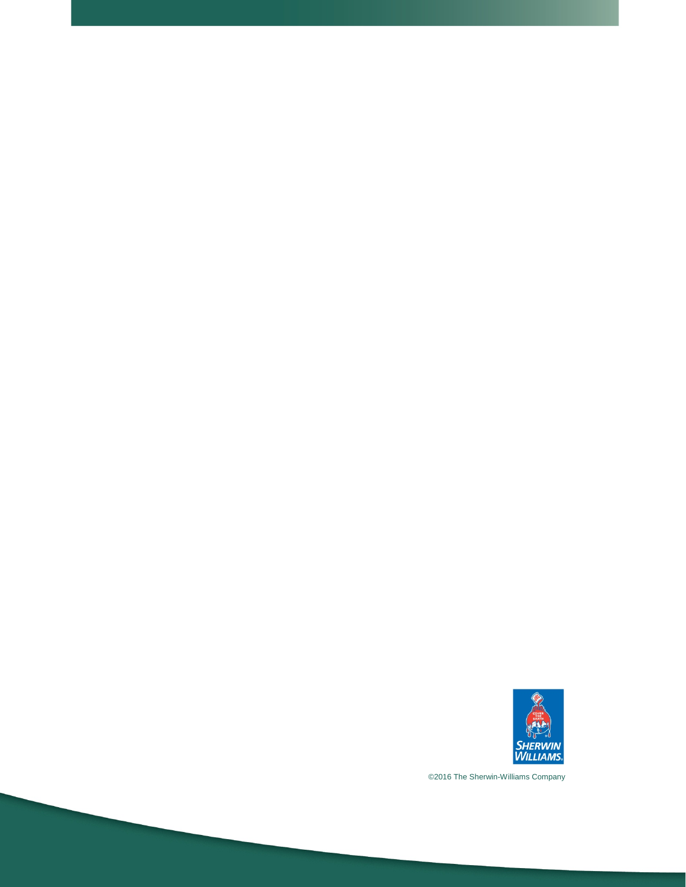©2016 The Sherwin-Williams Company